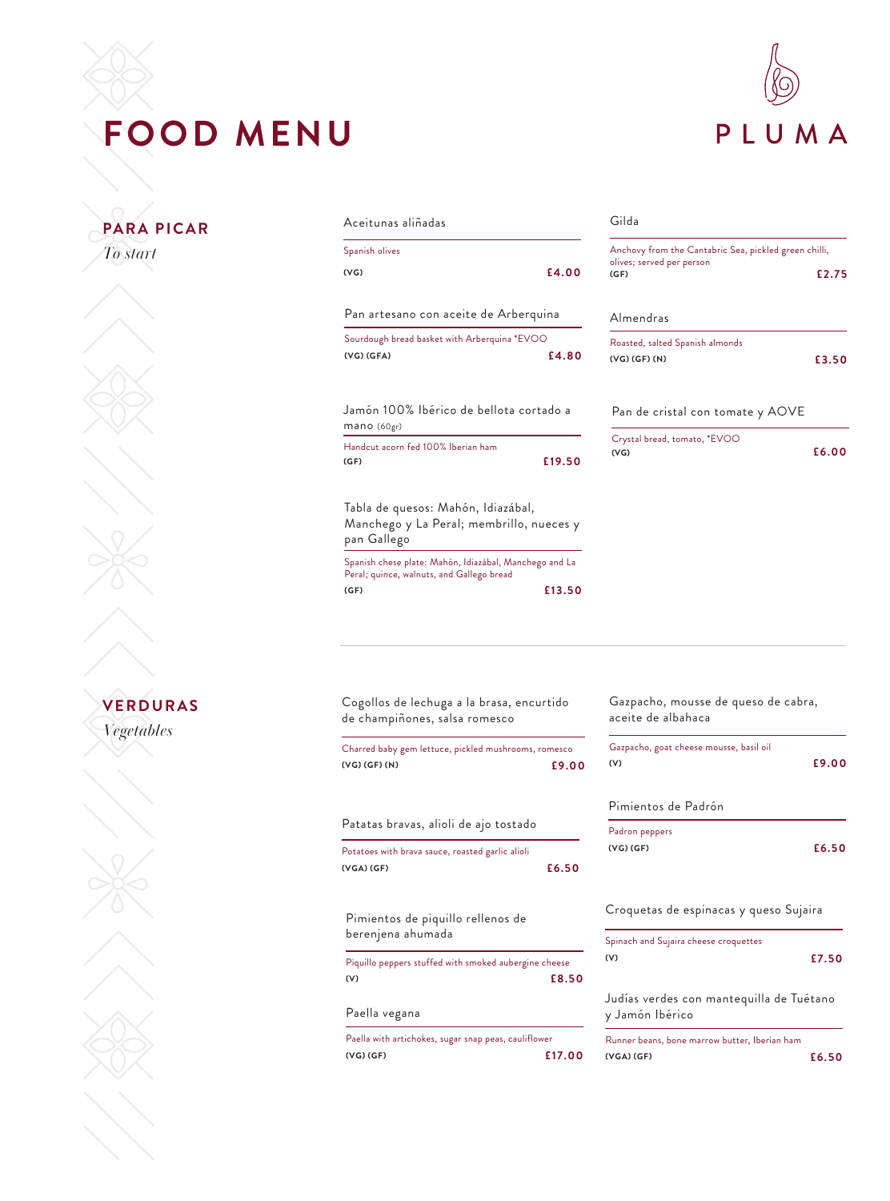# FOOD MENU

PLUMA

## PARA PICAR

*To start*

### Aceitunas aliñadas

Spanish olives

(VG) **£4.00**

### Pan artesano con aceite de Arberquina

Sourdough bread basket with Arberquina *EVOO

(VG) (GFA) **£4.80**

### Jamón 100% Ibérico de bellota cortado a mano (60gr)

Handcut acorn fed 100% Iberian ham

(GF) **£19.50**

### Tabla de quesos: Mahón, Idiazábal, Manchego y La Peral; membrillo, nueces y pan Gallego

Spanish chese plate: Mahón, Idiazábal, Manchego and La Peral; quince, walnuts, and Gallego bread

(GF) **£13.50**

### Gilda

Anchovy from the Cantabric Sea, pickled green chilli, olives; served per person

(GF) **£2.75**

### Almendras

Roasted, salted Spanish almonds

(VG) (GF) (N) **£3.50**

### Pan de cristal con tomate y AOVE

Crystal bread, tomato, *EVOO

(VG) **£6.00**

## VERDURAS

*Vegetables*

### Cogollos de lechuga a la brasa, encurtido de champiñones, salsa romesco

Charred baby gem lettuce, pickled mushrooms, romesco

(VG) (GF) (N) **£9.00**

### Patatas bravas, alioli de ajo tostado

Potatoes with brava sauce, roasted garlic alioli

(VGA) (GF) **£6.50**

### Pimientos de piquillo rellenos de berenjena ahumada

Piquillo peppers stuffed with smoked aubergine cheese

(V) **£8.50**

### Paella vegana

Paella with artichokes, sugar snap peas, cauliflower

(VG) (GF) **£17.00**

### Gazpacho, mousse de queso de cabra, aceite de albahaca

Gazpacho, goat cheese mousse, basil oil

(V) **£9.00**

### Pimientos de Padrón

Padron peppers

(VG) (GF) **£6.50**

### Croquetas de espinacas y queso Sujaira

Spinach and Sujaira cheese croquettes

(V) **£7.50**

### Judías verdes con mantequilla de Tuétano y Jamón Ibérico

Runner beans, bone marrow butter, Iberian ham

(VGA) (GF) **£6.50**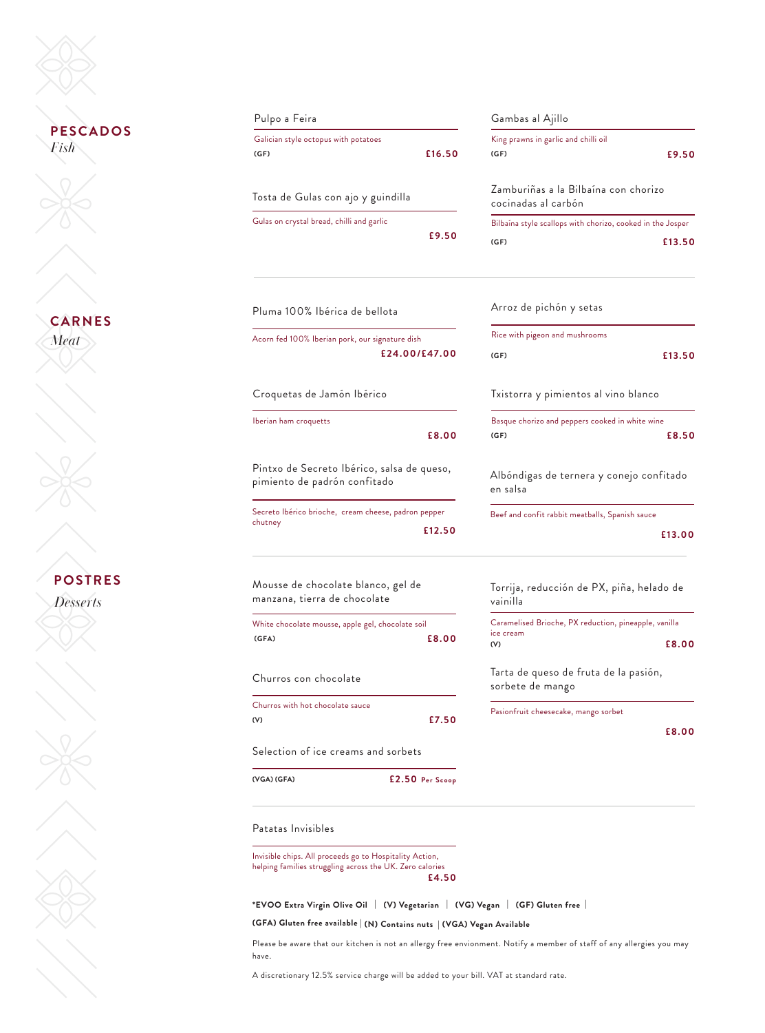## PESCADOS
*Fish*

### Pulpo a Feira
Galician style octopus with potatoes
(GF) **£16.50**

### Gambas al Ajillo
King prawns in garlic and chilli oil
(GF) **£9.50**

### Tosta de Gulas con ajo y guindilla
Gulas on crystal bread, chilli and garlic
**£9.50**

### Zamburiñas a la Bilbaína con chorizo cocinadas al carbón
Bilbaína style scallops with chorizo, cooked in the Josper
(GF) **£13.50**

## CARNES
*Meat*

### Pluma 100% Ibérica de bellota
Acorn fed 100% Iberian pork, our signature dish
**£24.00/£47.00**

### Arroz de pichón y setas
Rice with pigeon and mushrooms
(GF) **£13.50**

### Croquetas de Jamón Ibérico
Iberian ham croquetts
**£8.00**

### Txistorra y pimientos al vino blanco
Basque chorizo and peppers cooked in white wine
(GF) **£8.50**

### Pintxo de Secreto Ibérico, salsa de queso, pimiento de padrón confitado
Secreto Ibérico brioche, cream cheese, padron pepper chutney
**£12.50**

### Albóndigas de ternera y conejo confitado en salsa
Beef and confit rabbit meatballs, Spanish sauce
**£13.00**

## POSTRES
*Desserts*

### Mousse de chocolate blanco, gel de manzana, tierra de chocolate
White chocolate mousse, apple gel, chocolate soil
(GFA) **£8.00**

### Torrija, reducción de PX, piña, helado de vainilla
Caramelised Brioche, PX reduction, pineapple, vanilla ice cream
(V) **£8.00**

### Churros con chocolate
Churros with hot chocolate sauce
(V) **£7.50**

### Tarta de queso de fruta de la pasión, sorbete de mango
Pasionfruit cheesecake, mango sorbet
**£8.00**

### Selection of ice creams and sorbets
(VGA) (GFA) **£2.50 Per Scoop**

### Patatas Invisibles
Invisible chips. All proceeds go to Hospitality Action, helping families struggling across the UK. Zero calories
**£4.50**

**\*EVOO Extra Virgin Olive Oil** | **(V) Vegetarian** | **(VG) Vegan** | **(GF) Gluten free** |

**(GFA) Gluten free available** | **(N) Contains nuts** | **(VGA) Vegan Available**

Please be aware that our kitchen is not an allergy free envionment. Notify a member of staff of any allergies you may have.

A discretionary 12.5% service charge will be added to your bill. VAT at standard rate.